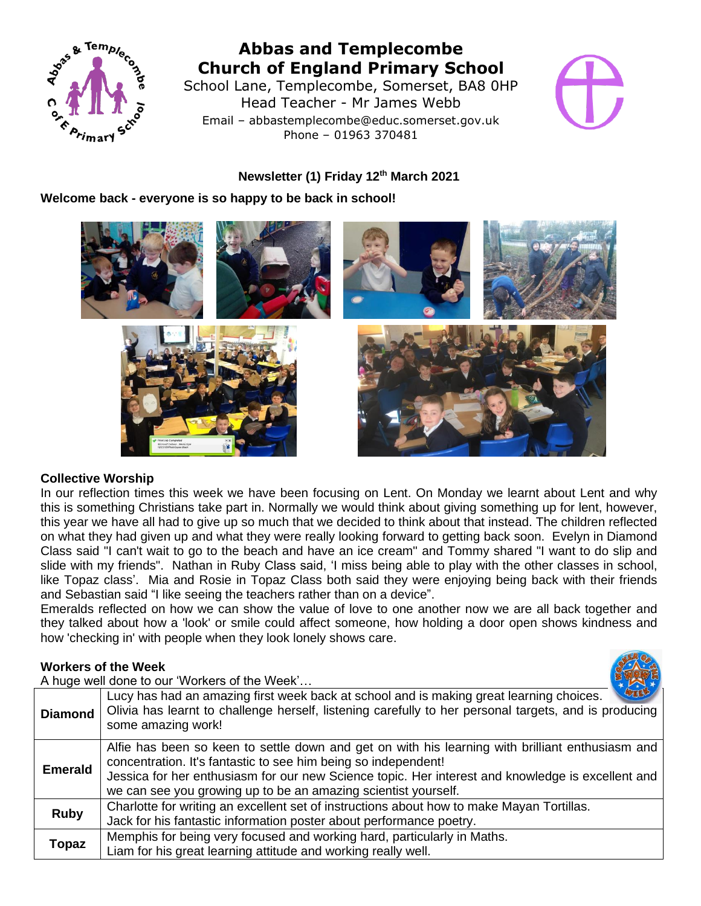# Abbas and Templecombe Church of England Primary School

School Lane, Templecombe, Somerset, BA8 0HP
Head Teacher - Mr James Webb
Email – abbastemplecombe@educ.somerset.gov.uk
Phone – 01963 370481

**Newsletter (1) Friday 12th March 2021**

**Welcome back - everyone is so happy to be back in school!**

## Collective Worship

In our reflection times this week we have been focusing on Lent. On Monday we learnt about Lent and why this is something Christians take part in. Normally we would think about giving something up for lent, however, this year we have all had to give up so much that we decided to think about that instead. The children reflected on what they had given up and what they were really looking forward to getting back soon. Evelyn in Diamond Class said "I can't wait to go to the beach and have an ice cream" and Tommy shared "I want to do slip and slide with my friends". Nathan in Ruby Class said, 'I miss being able to play with the other classes in school, like Topaz class'. Mia and Rosie in Topaz Class both said they were enjoying being back with their friends and Sebastian said "I like seeing the teachers rather than on a device".

Emeralds reflected on how we can show the value of love to one another now we are all back together and they talked about how a 'look' or smile could affect someone, how holding a door open shows kindness and how 'checking in' with people when they look lonely shows care.

## Workers of the Week

A huge well done to our 'Workers of the Week'…

| | |
|---|---|
| **Diamond** | Lucy has had an amazing first week back at school and is making great learning choices.<br>Olivia has learnt to challenge herself, listening carefully to her personal targets, and is producing some amazing work! |
| **Emerald** | Alfie has been so keen to settle down and get on with his learning with brilliant enthusiasm and concentration. It's fantastic to see him being so independent!<br>Jessica for her enthusiasm for our new Science topic. Her interest and knowledge is excellent and we can see you growing up to be an amazing scientist yourself. |
| **Ruby** | Charlotte for writing an excellent set of instructions about how to make Mayan Tortillas.<br>Jack for his fantastic information poster about performance poetry. |
| **Topaz** | Memphis for being very focused and working hard, particularly in Maths.<br>Liam for his great learning attitude and working really well. |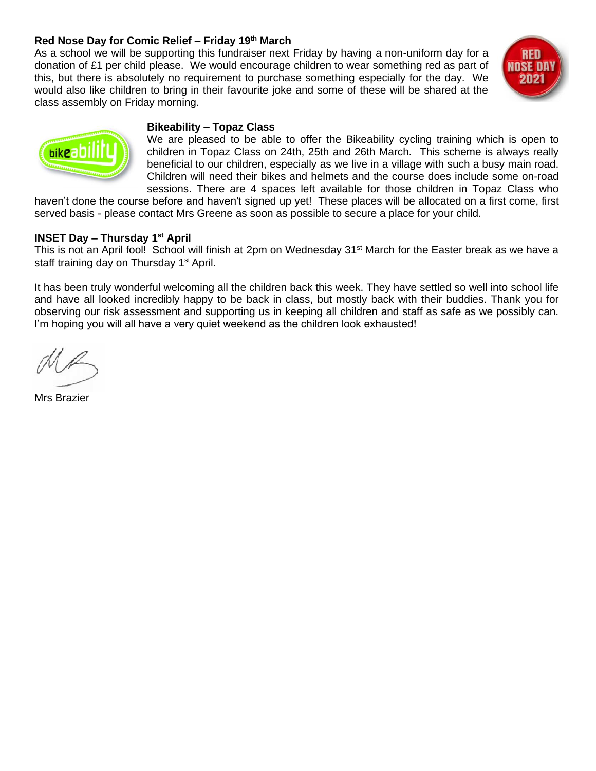**Red Nose Day for Comic Relief – Friday 19th March**

As a school we will be supporting this fundraiser next Friday by having a non-uniform day for a donation of £1 per child please. We would encourage children to wear something red as part of this, but there is absolutely no requirement to purchase something especially for the day. We would also like children to bring in their favourite joke and some of these will be shared at the class assembly on Friday morning.

**Bikeability – Topaz Class**

We are pleased to be able to offer the Bikeability cycling training which is open to children in Topaz Class on 24th, 25th and 26th March. This scheme is always really beneficial to our children, especially as we live in a village with such a busy main road. Children will need their bikes and helmets and the course does include some on-road sessions. There are 4 spaces left available for those children in Topaz Class who haven't done the course before and haven't signed up yet! These places will be allocated on a first come, first served basis - please contact Mrs Greene as soon as possible to secure a place for your child.

**INSET Day – Thursday 1st April**

This is not an April fool! School will finish at 2pm on Wednesday 31st March for the Easter break as we have a staff training day on Thursday 1st April.

It has been truly wonderful welcoming all the children back this week. They have settled so well into school life and have all looked incredibly happy to be back in class, but mostly back with their buddies. Thank you for observing our risk assessment and supporting us in keeping all children and staff as safe as we possibly can. I'm hoping you will all have a very quiet weekend as the children look exhausted!

Mrs Brazier